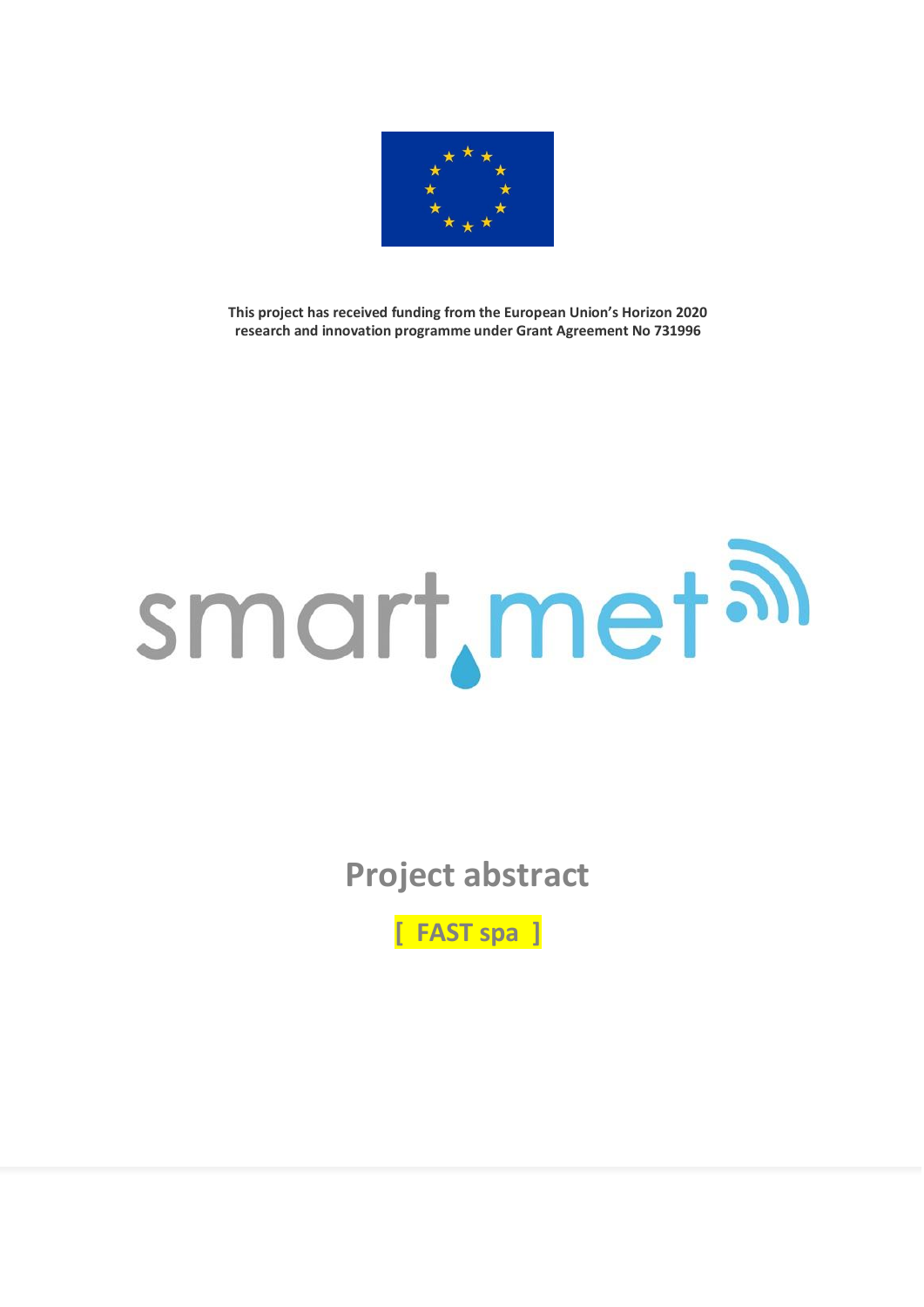**This project has received funding from the European Union's Horizon 2020 research and innovation programme under Grant Agreement No 731996**

smart.met

# Project abstract

**[ FAST spa ]**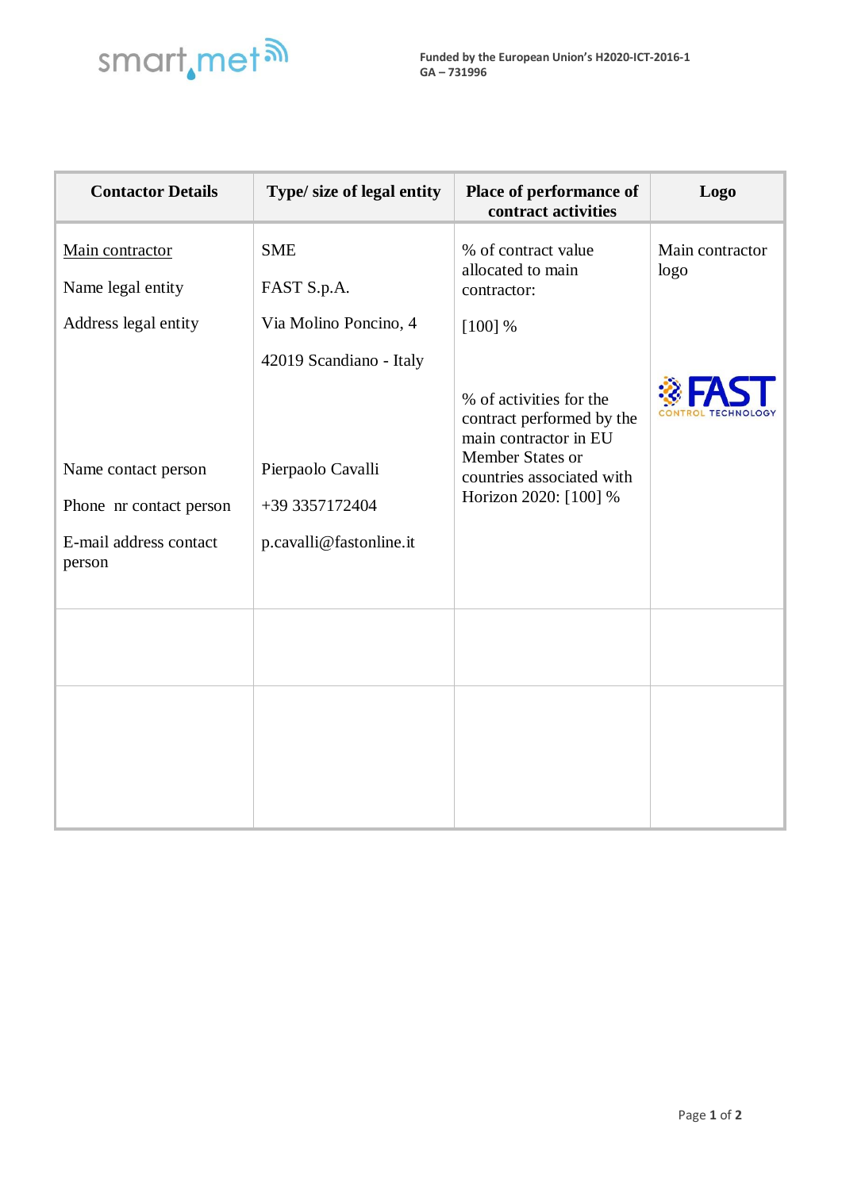| Contactor Details | Type/ size of legal entity | Place of performance of contract activities | Logo |
|---|---|---|---|
| Main contractor<br><br>Name legal entity<br><br>Address legal entity<br><br><br><br><br><br>Name contact person<br><br>Phone nr contact person<br><br>E-mail address contact person | SME<br><br>FAST S.p.A.<br><br>Via Molino Poncino, 4<br><br>42019 Scandiano - Italy<br><br><br><br>Pierpaolo Cavalli<br><br>+39 3357172404<br><br>p.cavalli@fastonline.it | % of contract value allocated to main contractor:<br><br>[100] %<br><br><br>% of activities for the contract performed by the main contractor in EU Member States or countries associated with Horizon 2020: [100] % | Main contractor logo<br><br>FAST CONTROL TECHNOLOGY |
| | | | |
| | | | |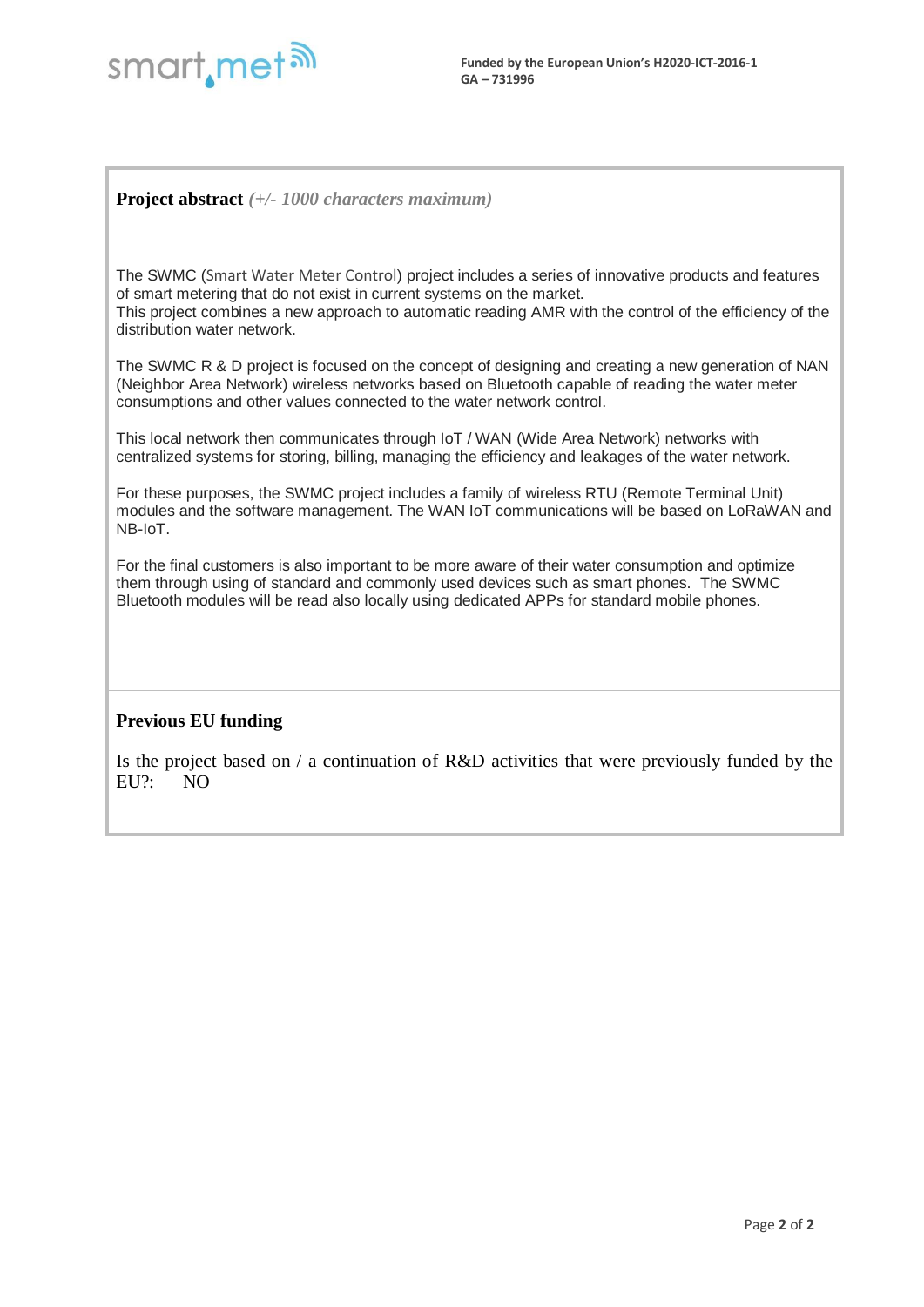**Project abstract** *(+/- 1000 characters maximum)*

The SWMC (Smart Water Meter Control) project includes a series of innovative products and features of smart metering that do not exist in current systems on the market.
This project combines a new approach to automatic reading AMR with the control of the efficiency of the distribution water network.

The SWMC R & D project is focused on the concept of designing and creating a new generation of NAN (Neighbor Area Network) wireless networks based on Bluetooth capable of reading the water meter consumptions and other values connected to the water network control.

This local network then communicates through IoT / WAN (Wide Area Network) networks with centralized systems for storing, billing, managing the efficiency and leakages of the water network.

For these purposes, the SWMC project includes a family of wireless RTU (Remote Terminal Unit) modules and the software management. The WAN IoT communications will be based on LoRaWAN and NB-IoT.

For the final customers is also important to be more aware of their water consumption and optimize them through using of standard and commonly used devices such as smart phones. The SWMC Bluetooth modules will be read also locally using dedicated APPs for standard mobile phones.

**Previous EU funding**

Is the project based on / a continuation of R&D activities that were previously funded by the EU?: NO